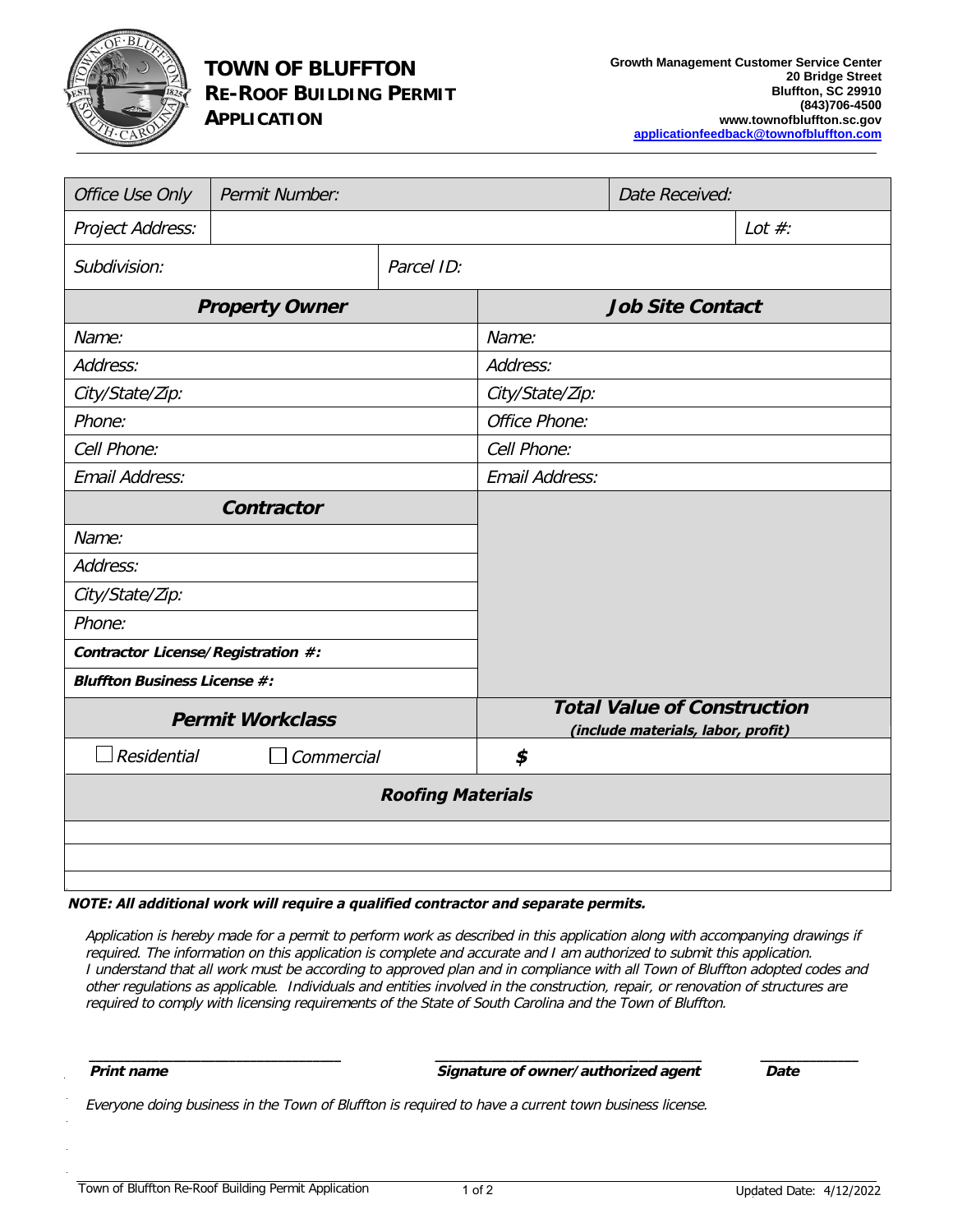# TOWN OF BLUFFTON
## RE-ROOF BUILDING PERMIT APPLICATION

**Growth Management Customer Service Center**
**20 Bridge Street**
**Bluffton, SC 29910**
**(843)706-4500**
**www.townofbluffton.sc.gov**
**applicationfeedback@townofbluffton.com**

| *Office Use Only* | *Permit Number:* | | *Date Received:* |
|---|---|---|---|
| *Project Address:* | | | *Lot #:* |
| *Subdivision:* | | *Parcel ID:* | |

| ***Property Owner*** | ***Job Site Contact*** |
|---|---|
| *Name:* | *Name:* |
| *Address:* | *Address:* |
| *City/State/Zip:* | *City/State/Zip:* |
| *Phone:* | *Office Phone:* |
| *Cell Phone:* | *Cell Phone:* |
| *Email Address:* | *Email Address:* |

| ***Contractor*** |
|---|
| *Name:* |
| *Address:* |
| *City/State/Zip:* |
| *Phone:* |
| ***Contractor License/Registration #:*** |
| ***Bluffton Business License #:*** |

| ***Permit Workclass*** | ***Total Value of Construction*** ***(include materials, labor, profit)*** |
|---|---|
| ☐ *Residential* ☐ *Commercial* | ***$*** |

| ***Roofing Materials*** |
|---|
| |
| |
| |

***NOTE: All additional work will require a qualified contractor and separate permits.***

*Application is hereby made for a permit to perform work as described in this application along with accompanying drawings if required. The information on this application is complete and accurate and I am authorized to submit this application. I understand that all work must be according to approved plan and in compliance with all Town of Bluffton adopted codes and other regulations as applicable. Individuals and entities involved in the construction, repair, or renovation of structures are required to comply with licensing requirements of the State of South Carolina and the Town of Bluffton.*

\_\_\_\_\_\_\_\_\_\_\_\_\_\_\_\_\_\_\_\_\_\_\_\_\_\_\_ \_\_\_\_\_\_\_\_\_\_\_\_\_\_\_\_\_\_\_\_\_\_\_\_\_\_\_ \_\_\_\_\_\_\_\_\_\_\_

***Print name*** ***Signature of owner/authorized agent*** ***Date***

*Everyone doing business in the Town of Bluffton is required to have a current town business license.*

Updated Date: 4/12/2022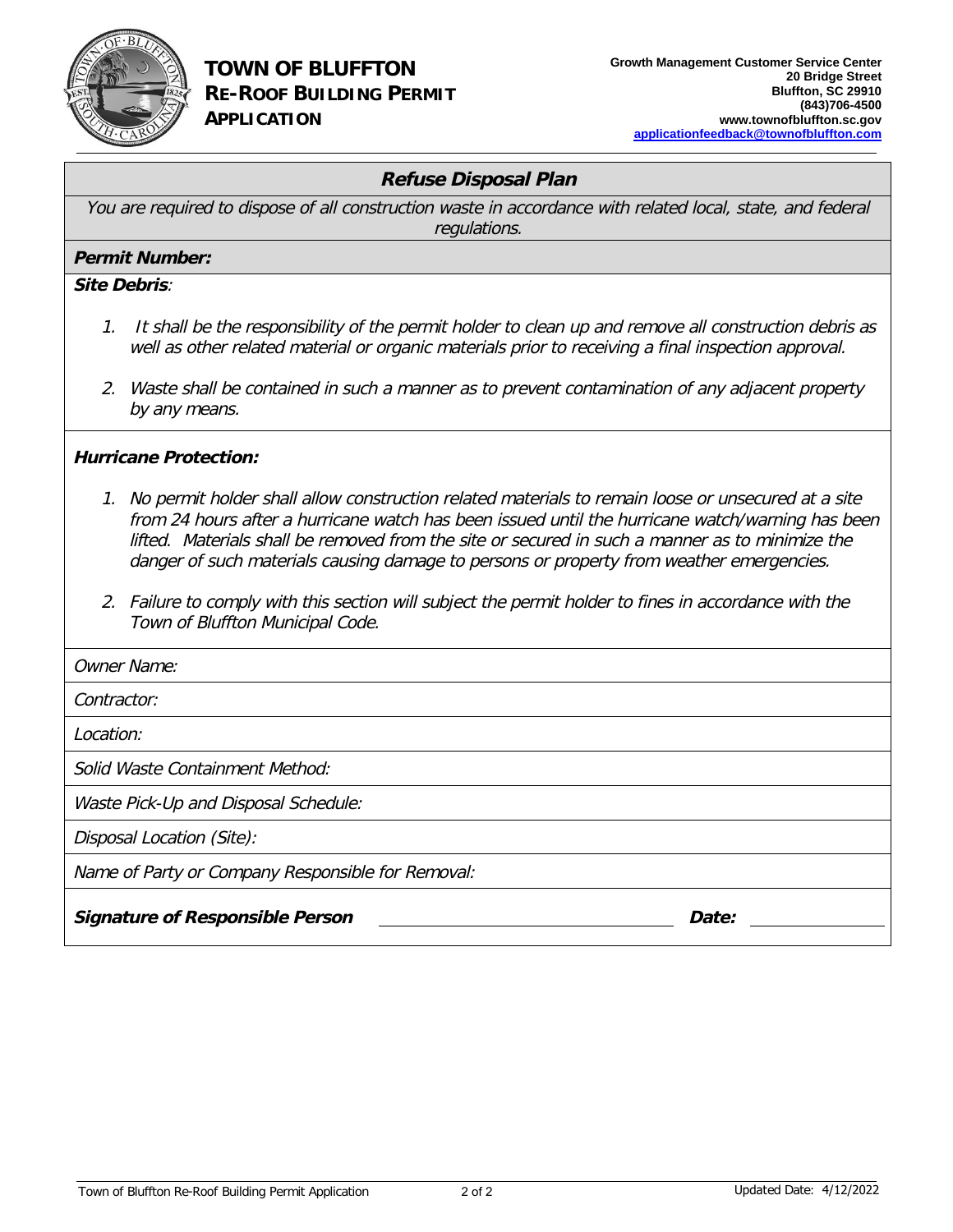# TOWN OF BLUFFTON
## RE-ROOF BUILDING PERMIT APPLICATION

**Growth Management Customer Service Center**
**20 Bridge Street**
**Bluffton, SC 29910**
**(843)706-4500**
**www.townofbluffton.sc.gov**
**applicationfeedback@townofbluffton.com**

## *Refuse Disposal Plan*

*You are required to dispose of all construction waste in accordance with related local, state, and federal regulations.*

***Permit Number:***

***Site Debris****:*

1. *It shall be the responsibility of the permit holder to clean up and remove all construction debris as well as other related material or organic materials prior to receiving a final inspection approval.*
2. *Waste shall be contained in such a manner as to prevent contamination of any adjacent property by any means.*

***Hurricane Protection:***

1. *No permit holder shall allow construction related materials to remain loose or unsecured at a site from 24 hours after a hurricane watch has been issued until the hurricane watch/warning has been lifted. Materials shall be removed from the site or secured in such a manner as to minimize the danger of such materials causing damage to persons or property from weather emergencies.*
2. *Failure to comply with this section will subject the permit holder to fines in accordance with the Town of Bluffton Municipal Code.*

*Owner Name:*

*Contractor:*

*Location:*

*Solid Waste Containment Method:*

*Waste Pick-Up and Disposal Schedule:*

*Disposal Location (Site):*

*Name of Party or Company Responsible for Removal:*

***Signature of Responsible Person*** ______________________ ***Date:*** ____________

Updated Date: 4/12/2022